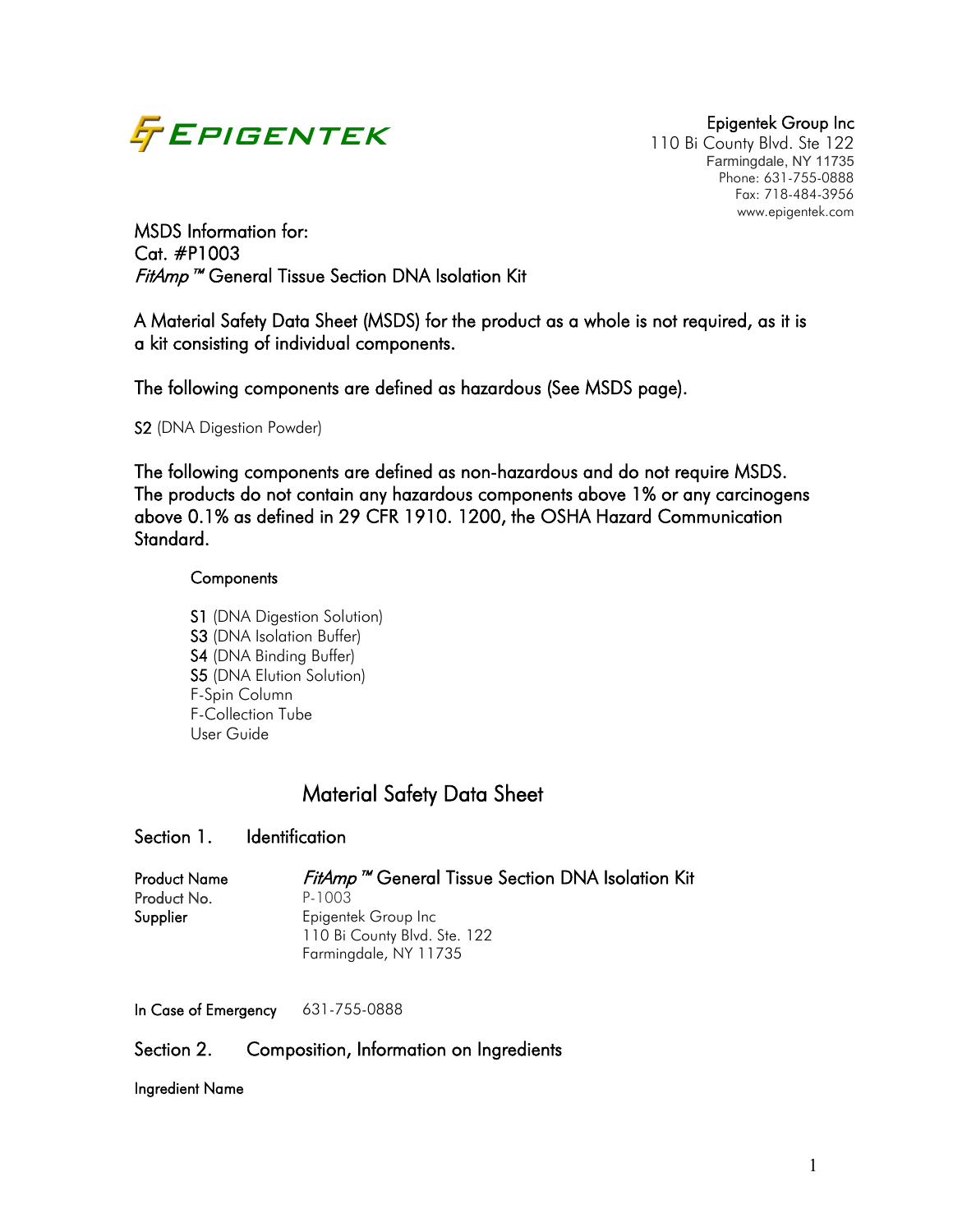Epigentek Group Inc
110 Bi County Blvd. Ste 122
Farmingdale, NY 11735
Phone: 631-755-0888
Fax: 718-484-3956
www.epigentek.com

MSDS Information for:
Cat. #P1003
*FitAmp™* General Tissue Section DNA Isolation Kit

A Material Safety Data Sheet (MSDS) for the product as a whole is not required, as it is a kit consisting of individual components.

The following components are defined as hazardous (See MSDS page).

S2 (DNA Digestion Powder)

The following components are defined as non-hazardous and do not require MSDS. The products do not contain any hazardous components above 1% or any carcinogens above 0.1% as defined in 29 CFR 1910. 1200, the OSHA Hazard Communication Standard.

Components

- S1 (DNA Digestion Solution)
- S3 (DNA Isolation Buffer)
- S4 (DNA Binding Buffer)
- S5 (DNA Elution Solution)
- F-Spin Column
- F-Collection Tube
- User Guide

# Material Safety Data Sheet

## Section 1. Identification

| | |
|---|---|
| Product Name | *FitAmp™* General Tissue Section DNA Isolation Kit |
| Product No. | P-1003 |
| Supplier | Epigentek Group Inc<br>110 Bi County Blvd. Ste. 122<br>Farmingdale, NY 11735 |

In Case of Emergency 631-755-0888

## Section 2. Composition, Information on Ingredients

Ingredient Name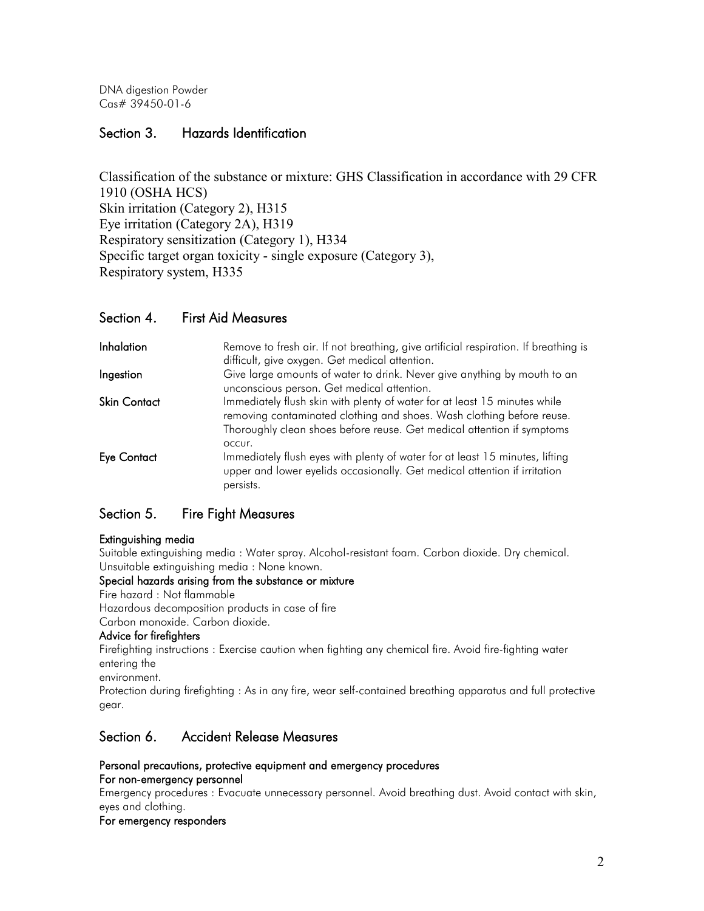DNA digestion Powder
Cas# 39450-01-6

## Section 3. Hazards Identification

Classification of the substance or mixture: GHS Classification in accordance with 29 CFR 1910 (OSHA HCS)
Skin irritation (Category 2), H315
Eye irritation (Category 2A), H319
Respiratory sensitization (Category 1), H334
Specific target organ toxicity - single exposure (Category 3),
Respiratory system, H335

## Section 4. First Aid Measures

| | |
|---|---|
| **Inhalation** | Remove to fresh air. If not breathing, give artificial respiration. If breathing is difficult, give oxygen. Get medical attention. |
| **Ingestion** | Give large amounts of water to drink. Never give anything by mouth to an unconscious person. Get medical attention. |
| **Skin Contact** | Immediately flush skin with plenty of water for at least 15 minutes while removing contaminated clothing and shoes. Wash clothing before reuse. Thoroughly clean shoes before reuse. Get medical attention if symptoms occur. |
| **Eye Contact** | Immediately flush eyes with plenty of water for at least 15 minutes, lifting upper and lower eyelids occasionally. Get medical attention if irritation persists. |

## Section 5. Fire Fight Measures

**Extinguishing media**
Suitable extinguishing media : Water spray. Alcohol-resistant foam. Carbon dioxide. Dry chemical.
Unsuitable extinguishing media : None known.
**Special hazards arising from the substance or mixture**
Fire hazard : Not flammable
Hazardous decomposition products in case of fire
Carbon monoxide. Carbon dioxide.
**Advice for firefighters**
Firefighting instructions : Exercise caution when fighting any chemical fire. Avoid fire-fighting water entering the
environment.
Protection during firefighting : As in any fire, wear self-contained breathing apparatus and full protective gear.

## Section 6. Accident Release Measures

**Personal precautions, protective equipment and emergency procedures**
**For non-emergency personnel**
Emergency procedures : Evacuate unnecessary personnel. Avoid breathing dust. Avoid contact with skin, eyes and clothing.
**For emergency responders**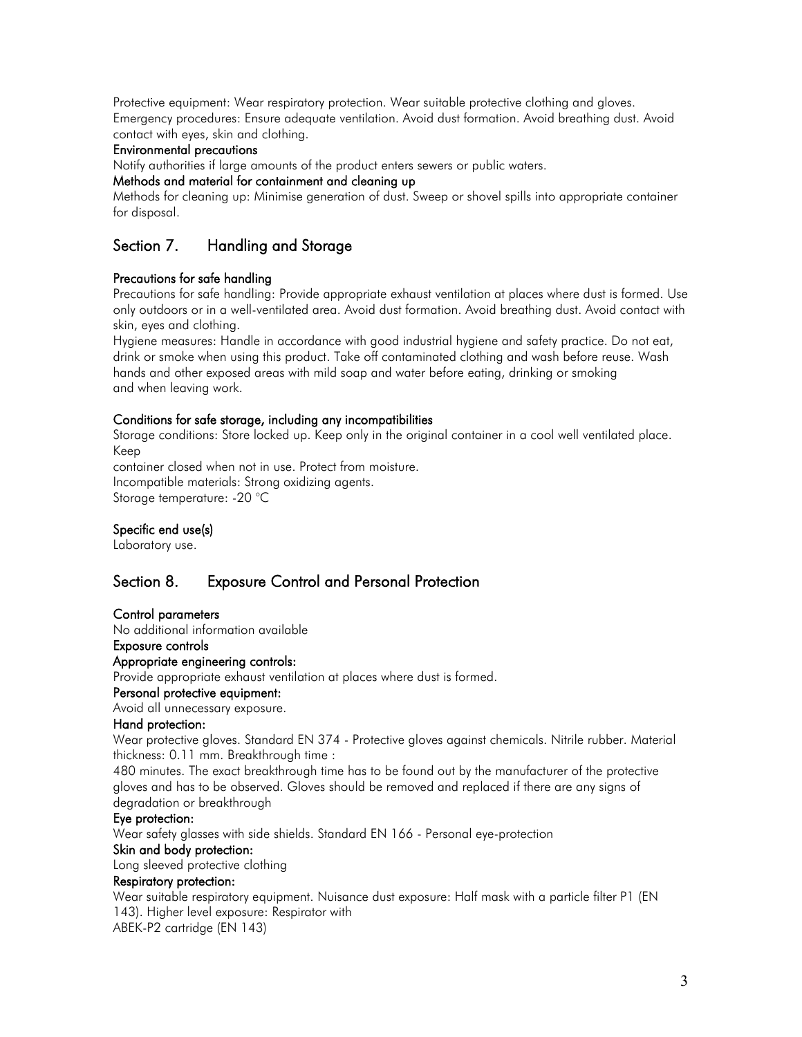Protective equipment: Wear respiratory protection. Wear suitable protective clothing and gloves.
Emergency procedures: Ensure adequate ventilation. Avoid dust formation. Avoid breathing dust. Avoid contact with eyes, skin and clothing.

#### Environmental precautions

Notify authorities if large amounts of the product enters sewers or public waters.

#### Methods and material for containment and cleaning up

Methods for cleaning up: Minimise generation of dust. Sweep or shovel spills into appropriate container for disposal.

## Section 7. Handling and Storage

#### Precautions for safe handling

Precautions for safe handling: Provide appropriate exhaust ventilation at places where dust is formed. Use only outdoors or in a well-ventilated area. Avoid dust formation. Avoid breathing dust. Avoid contact with skin, eyes and clothing.
Hygiene measures: Handle in accordance with good industrial hygiene and safety practice. Do not eat, drink or smoke when using this product. Take off contaminated clothing and wash before reuse. Wash hands and other exposed areas with mild soap and water before eating, drinking or smoking and when leaving work.

#### Conditions for safe storage, including any incompatibilities

Storage conditions: Store locked up. Keep only in the original container in a cool well ventilated place. Keep
container closed when not in use. Protect from moisture.
Incompatible materials: Strong oxidizing agents.
Storage temperature: -20 °C

#### Specific end use(s)

Laboratory use.

## Section 8. Exposure Control and Personal Protection

#### Control parameters

No additional information available

#### Exposure controls

#### Appropriate engineering controls:

Provide appropriate exhaust ventilation at places where dust is formed.

#### Personal protective equipment:

Avoid all unnecessary exposure.

#### Hand protection:

Wear protective gloves. Standard EN 374 - Protective gloves against chemicals. Nitrile rubber. Material thickness: 0.11 mm. Breakthrough time :
480 minutes. The exact breakthrough time has to be found out by the manufacturer of the protective gloves and has to be observed. Gloves should be removed and replaced if there are any signs of degradation or breakthrough

#### Eye protection:

Wear safety glasses with side shields. Standard EN 166 - Personal eye-protection

#### Skin and body protection:

Long sleeved protective clothing

#### Respiratory protection:

Wear suitable respiratory equipment. Nuisance dust exposure: Half mask with a particle filter P1 (EN 143). Higher level exposure: Respirator with
ABEK-P2 cartridge (EN 143)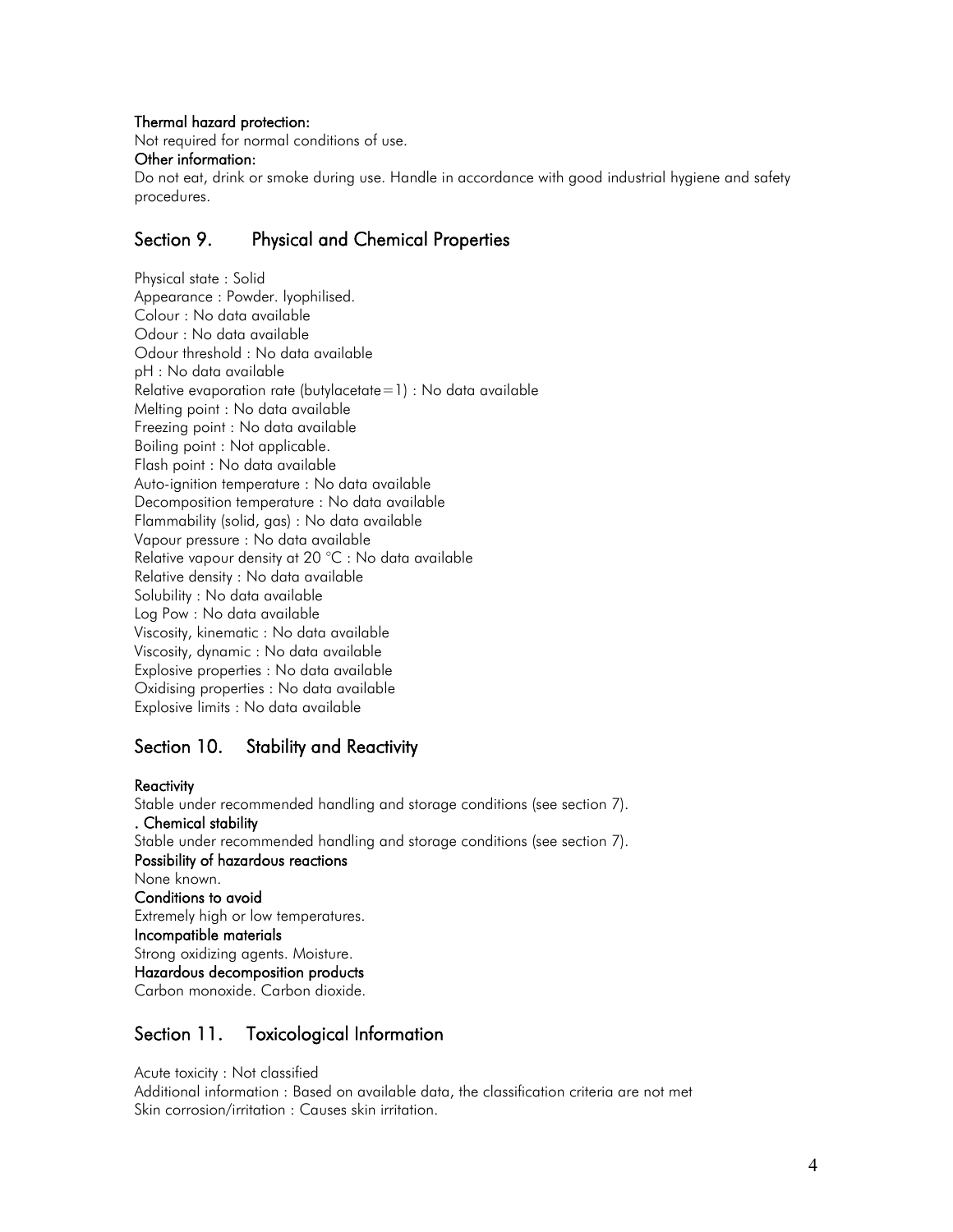**Thermal hazard protection:**
Not required for normal conditions of use.
**Other information:**
Do not eat, drink or smoke during use. Handle in accordance with good industrial hygiene and safety procedures.

## Section 9. Physical and Chemical Properties

Physical state : Solid
Appearance : Powder. lyophilised.
Colour : No data available
Odour : No data available
Odour threshold : No data available
pH : No data available
Relative evaporation rate (butylacetate=1) : No data available
Melting point : No data available
Freezing point : No data available
Boiling point : Not applicable.
Flash point : No data available
Auto-ignition temperature : No data available
Decomposition temperature : No data available
Flammability (solid, gas) : No data available
Vapour pressure : No data available
Relative vapour density at 20 °C : No data available
Relative density : No data available
Solubility : No data available
Log Pow : No data available
Viscosity, kinematic : No data available
Viscosity, dynamic : No data available
Explosive properties : No data available
Oxidising properties : No data available
Explosive limits : No data available

## Section 10. Stability and Reactivity

**Reactivity**
Stable under recommended handling and storage conditions (see section 7).
**. Chemical stability**
Stable under recommended handling and storage conditions (see section 7).
**Possibility of hazardous reactions**
None known.
**Conditions to avoid**
Extremely high or low temperatures.
**Incompatible materials**
Strong oxidizing agents. Moisture.
**Hazardous decomposition products**
Carbon monoxide. Carbon dioxide.

## Section 11. Toxicological Information

Acute toxicity : Not classified
Additional information : Based on available data, the classification criteria are not met
Skin corrosion/irritation : Causes skin irritation.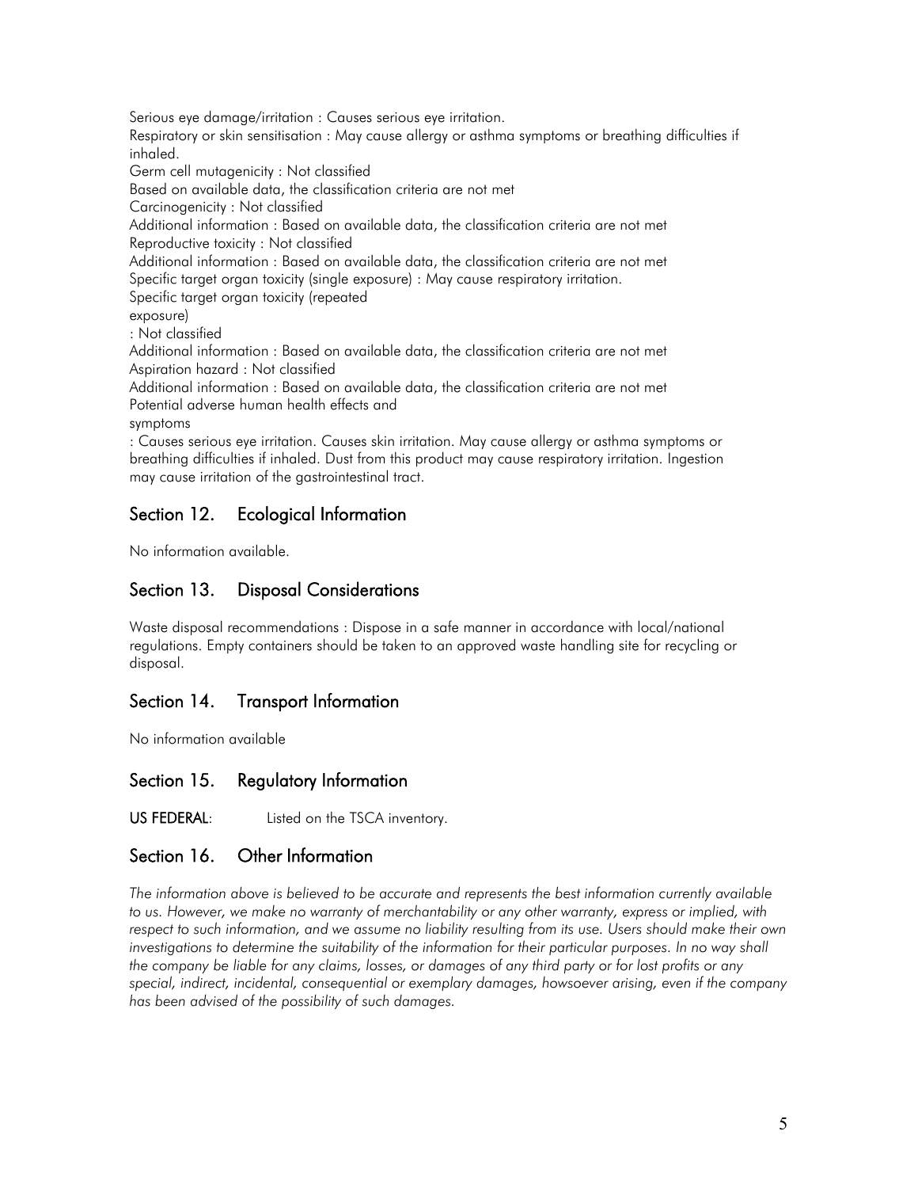Serious eye damage/irritation : Causes serious eye irritation.
Respiratory or skin sensitisation : May cause allergy or asthma symptoms or breathing difficulties if inhaled.
Germ cell mutagenicity : Not classified
Based on available data, the classification criteria are not met
Carcinogenicity : Not classified
Additional information : Based on available data, the classification criteria are not met
Reproductive toxicity : Not classified
Additional information : Based on available data, the classification criteria are not met
Specific target organ toxicity (single exposure) : May cause respiratory irritation.
Specific target organ toxicity (repeated exposure)
: Not classified
Additional information : Based on available data, the classification criteria are not met
Aspiration hazard : Not classified
Additional information : Based on available data, the classification criteria are not met
Potential adverse human health effects and symptoms
: Causes serious eye irritation. Causes skin irritation. May cause allergy or asthma symptoms or breathing difficulties if inhaled. Dust from this product may cause respiratory irritation. Ingestion may cause irritation of the gastrointestinal tract.

## Section 12. Ecological Information

No information available.

## Section 13. Disposal Considerations

Waste disposal recommendations : Dispose in a safe manner in accordance with local/national regulations. Empty containers should be taken to an approved waste handling site for recycling or disposal.

## Section 14. Transport Information

No information available

## Section 15. Regulatory Information

**US FEDERAL**: Listed on the TSCA inventory.

## Section 16. Other Information

*The information above is believed to be accurate and represents the best information currently available to us. However, we make no warranty of merchantability or any other warranty, express or implied, with respect to such information, and we assume no liability resulting from its use. Users should make their own investigations to determine the suitability of the information for their particular purposes. In no way shall the company be liable for any claims, losses, or damages of any third party or for lost profits or any special, indirect, incidental, consequential or exemplary damages, howsoever arising, even if the company has been advised of the possibility of such damages.*